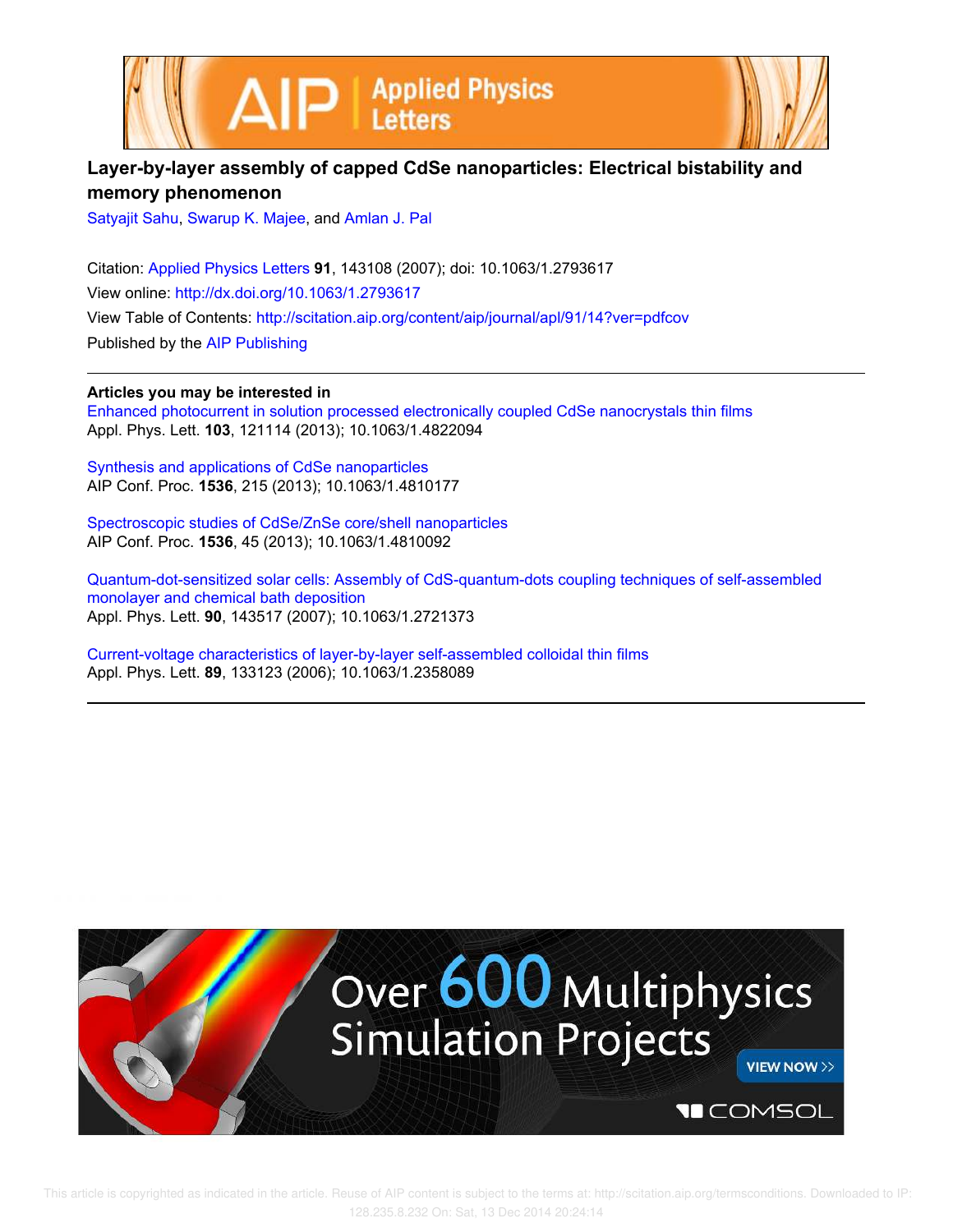# Layer-by-layer assembly of capped CdSe nanoparticles: Electrical bistability and memory phenomenon

Satyajit Sahu, Swarup K. Majee, and Amlan J. Pal

Citation: Applied Physics Letters **91**, 143108 (2007); doi: 10.1063/1.2793617

View online: http://dx.doi.org/10.1063/1.2793617

View Table of Contents: http://scitation.aip.org/content/aip/journal/apl/91/14?ver=pdfcov

Published by the AIP Publishing

---

**Articles you may be interested in**

Enhanced photocurrent in solution processed electronically coupled CdSe nanocrystals thin films
Appl. Phys. Lett. **103**, 121114 (2013); 10.1063/1.4822094

Synthesis and applications of CdSe nanoparticles
AIP Conf. Proc. **1536**, 215 (2013); 10.1063/1.4810177

Spectroscopic studies of CdSe/ZnSe core/shell nanoparticles
AIP Conf. Proc. **1536**, 45 (2013); 10.1063/1.4810092

Quantum-dot-sensitized solar cells: Assembly of CdS-quantum-dots coupling techniques of self-assembled monolayer and chemical bath deposition
Appl. Phys. Lett. **90**, 143517 (2007); 10.1063/1.2721373

Current-voltage characteristics of layer-by-layer self-assembled colloidal thin films
Appl. Phys. Lett. **89**, 133123 (2006); 10.1063/1.2358089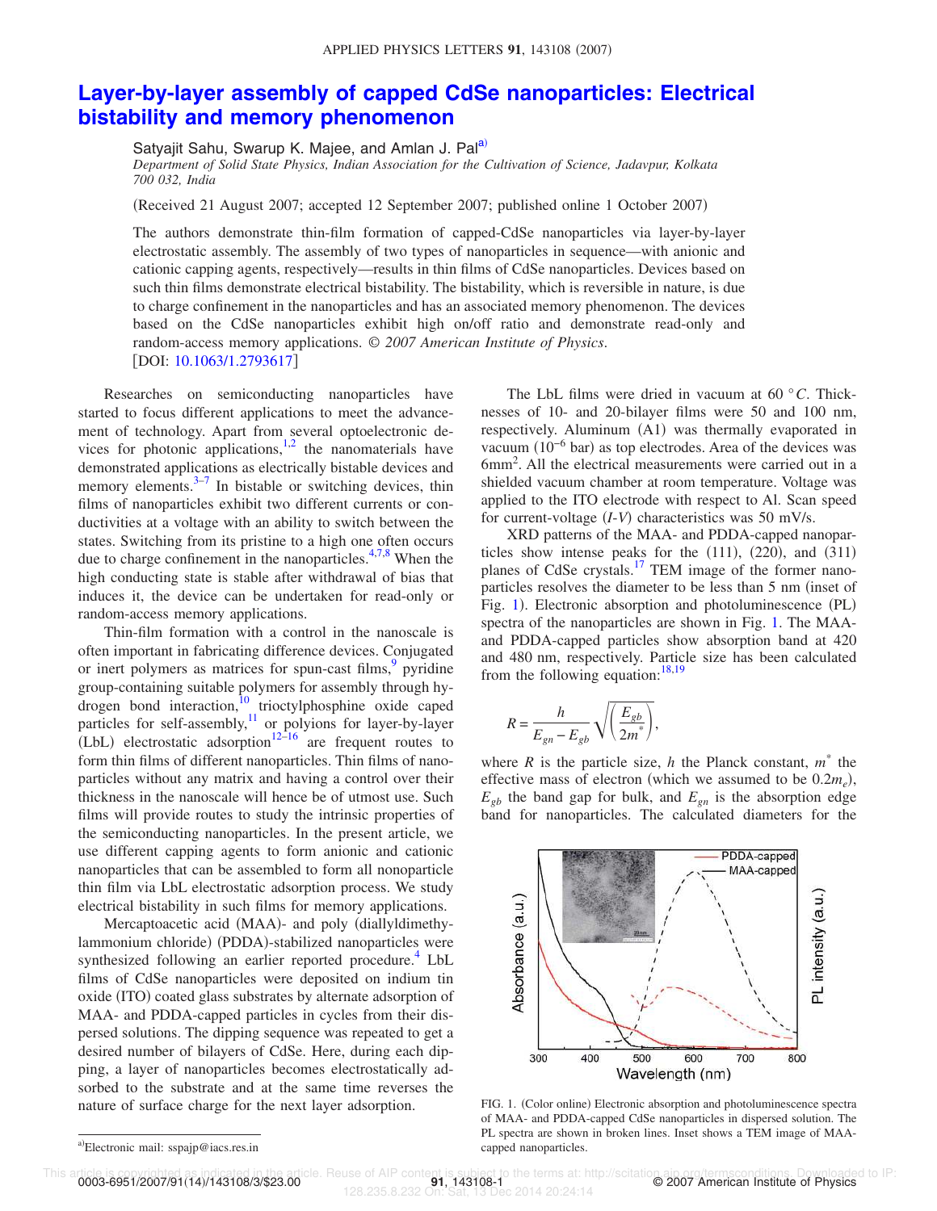# Layer-by-layer assembly of capped CdSe nanoparticles: Electrical bistability and memory phenomenon

Satyajit Sahu, Swarup K. Majee, and Amlan J. Pal[a)]

*Department of Solid State Physics, Indian Association for the Cultivation of Science, Jadavpur, Kolkata 700 032, India*

(Received 21 August 2007; accepted 12 September 2007; published online 1 October 2007)

The authors demonstrate thin-film formation of capped-CdSe nanoparticles via layer-by-layer electrostatic assembly. The assembly of two types of nanoparticles in sequence—with anionic and cationic capping agents, respectively—results in thin films of CdSe nanoparticles. Devices based on such thin films demonstrate electrical bistability. The bistability, which is reversible in nature, is due to charge confinement in the nanoparticles and has an associated memory phenomenon. The devices based on the CdSe nanoparticles exhibit high on/off ratio and demonstrate read-only and random-access memory applications. *© 2007 American Institute of Physics.* [DOI: 10.1063/1.2793617]

Researches on semiconducting nanoparticles have started to focus different applications to meet the advancement of technology. Apart from several optoelectronic devices for photonic applications,[1,2] the nanomaterials have demonstrated applications as electrically bistable devices and memory elements.[3–7] In bistable or switching devices, thin films of nanoparticles exhibit two different currents or conductivities at a voltage with an ability to switch between the states. Switching from its pristine to a high one often occurs due to charge confinement in the nanoparticles.[4,7,8] When the high conducting state is stable after withdrawal of bias that induces it, the device can be undertaken for read-only or random-access memory applications.

Thin-film formation with a control in the nanoscale is often important in fabricating difference devices. Conjugated or inert polymers as matrices for spun-cast films,[9] pyridine group-containing suitable polymers for assembly through hydrogen bond interaction,[10] trioctylphosphine oxide caped particles for self-assembly,[11] or polyions for layer-by-layer (LbL) electrostatic adsorption[12–16] are frequent routes to form thin films of different nanoparticles. Thin films of nanoparticles without any matrix and having a control over their thickness in the nanoscale will hence be of utmost use. Such films will provide routes to study the intrinsic properties of the semiconducting nanoparticles. In the present article, we use different capping agents to form anionic and cationic nanoparticles that can be assembled to form all nonoparticle thin film via LbL electrostatic adsorption process. We study electrical bistability in such films for memory applications.

Mercaptoacetic acid (MAA)- and poly (diallyldimethylammonium chloride) (PDDA)-stabilized nanoparticles were synthesized following an earlier reported procedure.[4] LbL films of CdSe nanoparticles were deposited on indium tin oxide (ITO) coated glass substrates by alternate adsorption of MAA- and PDDA-capped particles in cycles from their dispersed solutions. The dipping sequence was repeated to get a desired number of bilayers of CdSe. Here, during each dipping, a layer of nanoparticles becomes electrostatically adsorbed to the substrate and at the same time reverses the nature of surface charge for the next layer adsorption.

The LbL films were dried in vacuum at 60 °*C*. Thicknesses of 10- and 20-bilayer films were 50 and 100 nm, respectively. Aluminum (A1) was thermally evaporated in vacuum ($10^{-6}$ bar) as top electrodes. Area of the devices was $6\text{mm}^2$. All the electrical measurements were carried out in a shielded vacuum chamber at room temperature. Voltage was applied to the ITO electrode with respect to Al. Scan speed for current-voltage (*I-V*) characteristics was 50 mV/s.

XRD patterns of the MAA- and PDDA-capped nanoparticles show intense peaks for the (111), (220), and (311) planes of CdSe crystals.[17] TEM image of the former nanoparticles resolves the diameter to be less than 5 nm (inset of Fig. 1). Electronic absorption and photoluminescence (PL) spectra of the nanoparticles are shown in Fig. 1. The MAA- and PDDA-capped particles show absorption band at 420 and 480 nm, respectively. Particle size has been calculated from the following equation:[18,19]

$$R = \frac{h}{E_{gn} - E_{gb}} \sqrt{\left(\frac{E_{gb}}{2m^*}\right)},$$

where $R$ is the particle size, $h$ the Planck constant, $m^*$ the effective mass of electron (which we assumed to be $0.2m_e$), $E_{gb}$ the band gap for bulk, and $E_{gn}$ is the absorption edge band for nanoparticles. The calculated diameters for the

FIG. 1. (Color online) Electronic absorption and photoluminescence spectra of MAA- and PDDA-capped CdSe nanoparticles in dispersed solution. The PL spectra are shown in broken lines. Inset shows a TEM image of MAA-capped nanoparticles.

a)Electronic mail: sspajp@iacs.res.in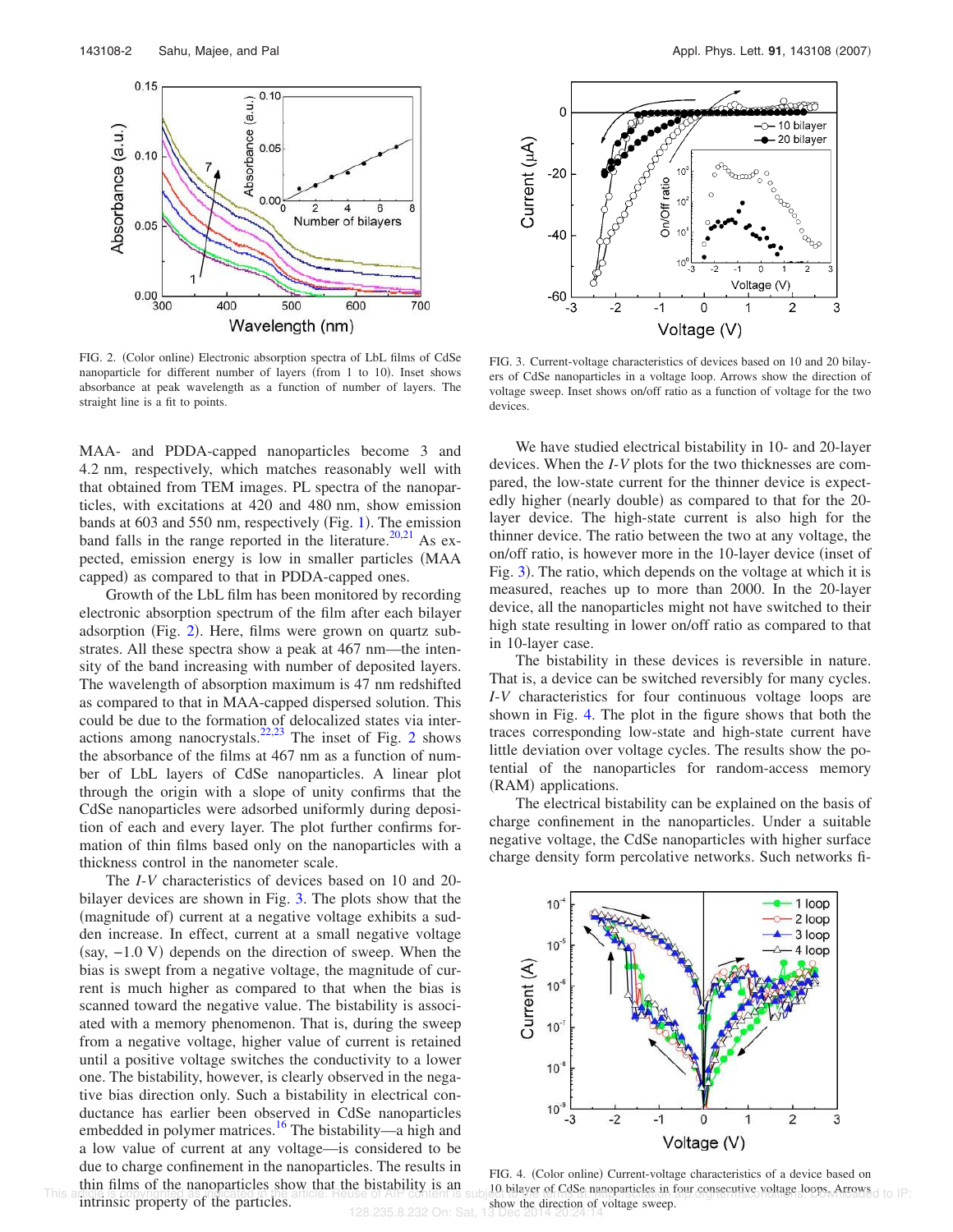FIG. 2. (Color online) Electronic absorption spectra of LbL films of CdSe nanoparticle for different number of layers (from 1 to 10). Inset shows absorbance at peak wavelength as a function of number of layers. The straight line is a fit to points.

FIG. 3. Current-voltage characteristics of devices based on 10 and 20 bilayers of CdSe nanoparticles in a voltage loop. Arrows show the direction of voltage sweep. Inset shows on/off ratio as a function of voltage for the two devices.

MAA- and PDDA-capped nanoparticles become 3 and 4.2 nm, respectively, which matches reasonably well with that obtained from TEM images. PL spectra of the nanoparticles, with excitations at 420 and 480 nm, show emission bands at 603 and 550 nm, respectively (Fig. 1). The emission band falls in the range reported in the literature.[20,21] As expected, emission energy is low in smaller particles (MAA capped) as compared to that in PDDA-capped ones.

Growth of the LbL film has been monitored by recording electronic absorption spectrum of the film after each bilayer adsorption (Fig. 2). Here, films were grown on quartz substrates. All these spectra show a peak at 467 nm—the intensity of the band increasing with number of deposited layers. The wavelength of absorption maximum is 47 nm redshifted as compared to that in MAA-capped dispersed solution. This could be due to the formation of delocalized states via interactions among nanocrystals.[22,23] The inset of Fig. 2 shows the absorbance of the films at 467 nm as a function of number of LbL layers of CdSe nanoparticles. A linear plot through the origin with a slope of unity confirms that the CdSe nanoparticles were adsorbed uniformly during deposition of each and every layer. The plot further confirms formation of thin films based only on the nanoparticles with a thickness control in the nanometer scale.

The *I-V* characteristics of devices based on 10 and 20-bilayer devices are shown in Fig. 3. The plots show that the (magnitude of) current at a negative voltage exhibits a sudden increase. In effect, current at a small negative voltage (say, $-1.0$ V) depends on the direction of sweep. When the bias is swept from a negative voltage, the magnitude of current is much higher as compared to that when the bias is scanned toward the negative value. The bistability is associated with a memory phenomenon. That is, during the sweep from a negative voltage, higher value of current is retained until a positive voltage switches the conductivity to a lower one. The bistability, however, is clearly observed in the negative bias direction only. Such a bistability in electrical conductance has earlier been observed in CdSe nanoparticles embedded in polymer matrices.[16] The bistability—a high and a low value of current at any voltage—is considered to be due to charge confinement in the nanoparticles. The results in thin films of the nanoparticles show that the bistability is an intrinsic property of the particles.

We have studied electrical bistability in 10- and 20-layer devices. When the *I-V* plots for the two thicknesses are compared, the low-state current for the thinner device is expectedly higher (nearly double) as compared to that for the 20-layer device. The high-state current is also high for the thinner device. The ratio between the two at any voltage, the on/off ratio, is however more in the 10-layer device (inset of Fig. 3). The ratio, which depends on the voltage at which it is measured, reaches up to more than 2000. In the 20-layer device, all the nanoparticles might not have switched to their high state resulting in lower on/off ratio as compared to that in 10-layer case.

The bistability in these devices is reversible in nature. That is, a device can be switched reversibly for many cycles. *I-V* characteristics for four continuous voltage loops are shown in Fig. 4. The plot in the figure shows that both the traces corresponding low-state and high-state current have little deviation over voltage cycles. The results show the potential of the nanoparticles for random-access memory (RAM) applications.

The electrical bistability can be explained on the basis of charge confinement in the nanoparticles. Under a suitable negative voltage, the CdSe nanoparticles with higher surface charge density form percolative networks. Such networks fi-

FIG. 4. (Color online) Current-voltage characteristics of a device based on 10 bilayer of CdSe nanoparticles in four consecutive voltage loops. Arrows show the direction of voltage sweep.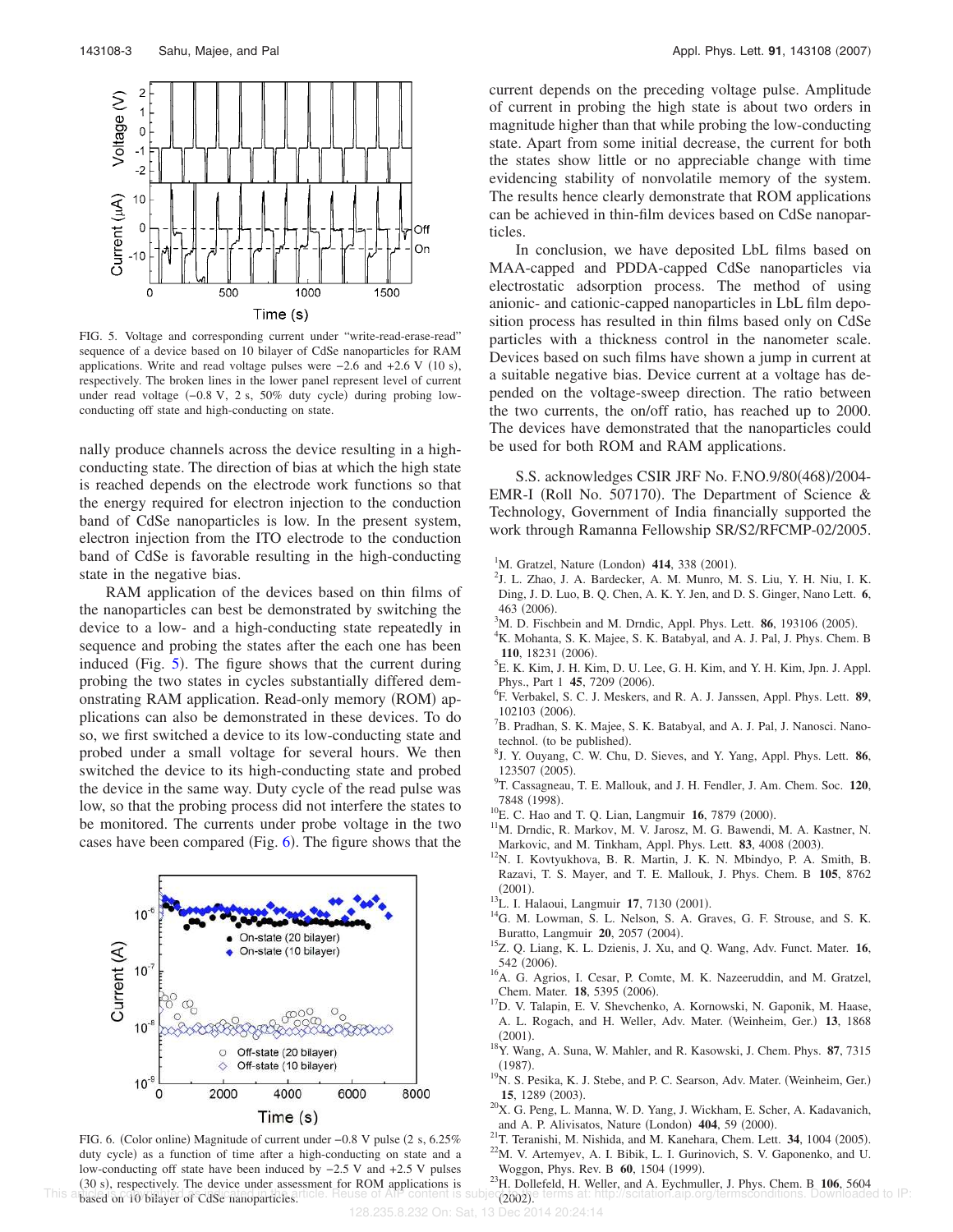Voltage (V)

2

1

0

-1

-2

Current (μA)

10

0

-10

Off

On

0

500

1000

1500

Time (s)

FIG. 5. Voltage and corresponding current under "write-read-erase-read" sequence of a device based on 10 bilayer of CdSe nanoparticles for RAM applications. Write and read voltage pulses were −2.6 and +2.6 V (10 s), respectively. The broken lines in the lower panel represent level of current under read voltage (−0.8 V, 2 s, 50% duty cycle) during probing low-conducting off state and high-conducting on state.

nally produce channels across the device resulting in a high-conducting state. The direction of bias at which the high state is reached depends on the electrode work functions so that the energy required for electron injection to the conduction band of CdSe nanoparticles is low. In the present system, electron injection from the ITO electrode to the conduction band of CdSe is favorable resulting in the high-conducting state in the negative bias.

RAM application of the devices based on thin films of the nanoparticles can best be demonstrated by switching the device to a low- and a high-conducting state repeatedly in sequence and probing the states after the each one has been induced (Fig. 5). The figure shows that the current during probing the two states in cycles substantially differed demonstrating RAM application. Read-only memory (ROM) applications can also be demonstrated in these devices. To do so, we first switched a device to its low-conducting state and probed under a small voltage for several hours. We then switched the device to its high-conducting state and probed the device in the same way. Duty cycle of the read pulse was low, so that the probing process did not interfere the states to be monitored. The currents under probe voltage in the two cases have been compared (Fig. 6). The figure shows that the current depends on the preceding voltage pulse. Amplitude of current in probing the high state is about two orders in magnitude higher than that while probing the low-conducting state. Apart from some initial decrease, the current for both the states show little or no appreciable change with time evidencing stability of nonvolatile memory of the system. The results hence clearly demonstrate that ROM applications can be achieved in thin-film devices based on CdSe nanoparticles.

Current (A)

$10^{-6}$

$10^{-7}$

$10^{-8}$

$10^{-9}$

On-state (20 bilayer)

On-state (10 bilayer)

Off-state (20 bilayer)

Off-state (10 bilayer)

0

2000

4000

6000

8000

Time (s)

FIG. 6. (Color online) Magnitude of current under −0.8 V pulse (2 s, 6.25% duty cycle) as a function of time after a high-conducting on state and a low-conducting off state have been induced by −2.5 V and +2.5 V pulses (30 s), respectively. The device under assessment for ROM applications is based on 10 bilayer of CdSe nanoparticles.

In conclusion, we have deposited LbL films based on MAA-capped and PDDA-capped CdSe nanoparticles via electrostatic adsorption process. The method of using anionic- and cationic-capped nanoparticles in LbL film deposition process has resulted in thin films based only on CdSe particles with a thickness control in the nanometer scale. Devices based on such films have shown a jump in current at a suitable negative bias. Device current at a voltage has depended on the voltage-sweep direction. The ratio between the two currents, the on/off ratio, has reached up to 2000. The devices have demonstrated that the nanoparticles could be used for both ROM and RAM applications.

S.S. acknowledges CSIR JRF No. F.NO.9/80(468)/2004-EMR-I (Roll No. 507170). The Department of Science & Technology, Government of India financially supported the work through Ramanna Fellowship SR/S2/RFCMP-02/2005.

[1] M. Gratzel, Nature (London) **414**, 338 (2001).
[2] J. L. Zhao, J. A. Bardecker, A. M. Munro, M. S. Liu, Y. H. Niu, I. K. Ding, J. D. Luo, B. Q. Chen, A. K. Y. Jen, and D. S. Ginger, Nano Lett. **6**, 463 (2006).
[3] M. D. Fischbein and M. Drndic, Appl. Phys. Lett. **86**, 193106 (2005).
[4] K. Mohanta, S. K. Majee, S. K. Batabyal, and A. J. Pal, J. Phys. Chem. B **110**, 18231 (2006).
[5] E. K. Kim, J. H. Kim, D. U. Lee, G. H. Kim, and Y. H. Kim, Jpn. J. Appl. Phys., Part 1 **45**, 7209 (2006).
[6] F. Verbakel, S. C. J. Meskers, and R. A. J. Janssen, Appl. Phys. Lett. **89**, 102103 (2006).
[7] B. Pradhan, S. K. Majee, S. K. Batabyal, and A. J. Pal, J. Nanosci. Nanotechnol. (to be published).
[8] J. Y. Ouyang, C. W. Chu, D. Sieves, and Y. Yang, Appl. Phys. Lett. **86**, 123507 (2005).
[9] T. Cassagneau, T. E. Mallouk, and J. H. Fendler, J. Am. Chem. Soc. **120**, 7848 (1998).
[10] E. C. Hao and T. Q. Lian, Langmuir **16**, 7879 (2000).
[11] M. Drndic, R. Markov, M. V. Jarosz, M. G. Bawendi, M. A. Kastner, N. Markovic, and M. Tinkham, Appl. Phys. Lett. **83**, 4008 (2003).
[12] N. I. Kovtyukhova, B. R. Martin, J. K. N. Mbindyo, P. A. Smith, B. Razavi, T. S. Mayer, and T. E. Mallouk, J. Phys. Chem. B **105**, 8762 (2001).
[13] L. Halaoui, Langmuir **17**, 7130 (2001).
[14] G. M. Lowman, S. L. Nelson, S. A. Graves, G. F. Strouse, and S. K. Buratto, Langmuir **20**, 2057 (2004).
[15] Z. Q. Liang, K. L. Dzienis, J. Xu, and Q. Wang, Adv. Funct. Mater. **16**, 542 (2006).
[16] A. G. Agrios, I. Cesar, P. Comte, M. K. Nazeeruddin, and M. Gratzel, Chem. Mater. **18**, 5395 (2006).
[17] D. V. Talapin, E. V. Shevchenko, A. Kornowski, N. Gaponik, M. Haase, A. L. Rogach, and H. Weller, Adv. Mater. (Weinheim, Ger.) **13**, 1868 (2001).
[18] Y. Wang, A. Suna, W. Mahler, and R. Kasowski, J. Chem. Phys. **87**, 7315 (1987).
[19] N. S. Pesika, K. J. Stebe, and P. C. Searson, Adv. Mater. (Weinheim, Ger.) **15**, 1289 (2003).
[20] X. G. Peng, L. Manna, W. D. Yang, J. Wickham, E. Scher, A. Kadavanich, and A. P. Alivisatos, Nature (London) **404**, 59 (2000).
[21] T. Teranishi, M. Nishida, and M. Kanehara, Chem. Lett. **34**, 1004 (2005).
[22] M. V. Artemyev, A. I. Bibik, L. I. Gurinovich, S. V. Gaponenko, and U. Woggon, Phys. Rev. B **60**, 1504 (1999).
[23] H. Dollefeld, H. Weller, and A. Eychmuller, J. Phys. Chem. B **106**, 5604 (2002).